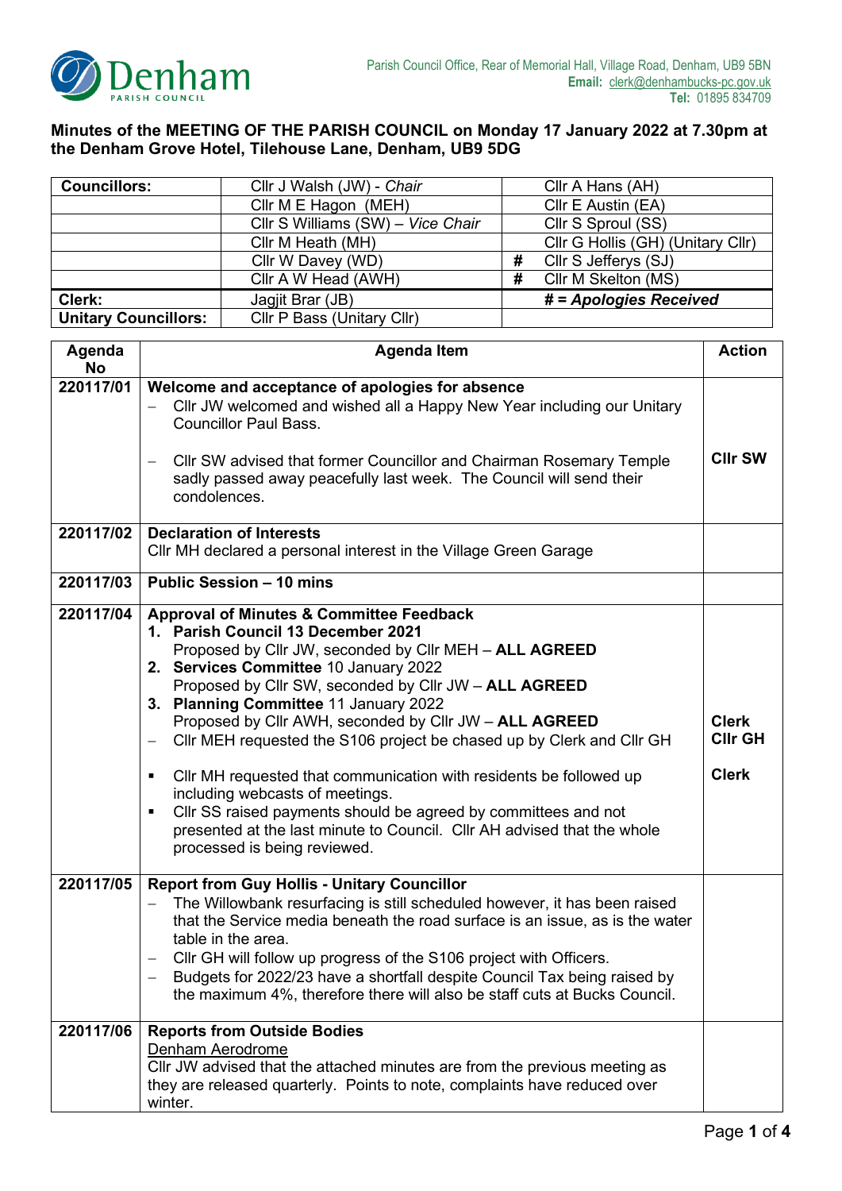Parish Council Office, Rear of Memorial Hall, Village Road, Denham, UB9 5BN
**Email:** clerk@denhambucks-pc.gov.uk
**Tel:** 01895 834709

**Minutes of the MEETING OF THE PARISH COUNCIL on Monday 17 January 2022 at 7.30pm at the Denham Grove Hotel, Tilehouse Lane, Denham, UB9 5DG**

| **Councillors:** | Cllr J Walsh (JW) - *Chair* | | Cllr A Hans (AH) |
|---|---|---|---|
| | Cllr M E Hagon (MEH) | | Cllr E Austin (EA) |
| | Cllr S Williams (SW) – *Vice Chair* | | Cllr S Sproul (SS) |
| | Cllr M Heath (MH) | | Cllr G Hollis (GH) (Unitary Cllr) |
| | Cllr W Davey (WD) | # | Cllr S Jefferys (SJ) |
| | Cllr A W Head (AWH) | # | Cllr M Skelton (MS) |
| **Clerk:** | Jagjit Brar (JB) | | ***# = Apologies Received*** |
| **Unitary Councillors:** | Cllr P Bass (Unitary Cllr) | | |

| Agenda No | Agenda Item | Action |
|---|---|---|
| **220117/01** | **Welcome and acceptance of apologies for absence**<br>– Cllr JW welcomed and wished all a Happy New Year including our Unitary Councillor Paul Bass.<br>– Cllr SW advised that former Councillor and Chairman Rosemary Temple sadly passed away peacefully last week. The Council will send their condolences. | **Cllr SW** |
| **220117/02** | **Declaration of Interests**<br>Cllr MH declared a personal interest in the Village Green Garage | |
| **220117/03** | **Public Session – 10 mins** | |
| **220117/04** | **Approval of Minutes & Committee Feedback**<br>1. **Parish Council 13 December 2021**<br>Proposed by Cllr JW, seconded by Cllr MEH – **ALL AGREED**<br>2. **Services Committee** 10 January 2022<br>Proposed by Cllr SW, seconded by Cllr JW – **ALL AGREED**<br>3. **Planning Committee** 11 January 2022<br>Proposed by Cllr AWH, seconded by Cllr JW – **ALL AGREED**<br>– Cllr MEH requested the S106 project be chased up by Clerk and Cllr GH<br>▪ Cllr MH requested that communication with residents be followed up including webcasts of meetings.<br>▪ Cllr SS raised payments should be agreed by committees and not presented at the last minute to Council. Cllr AH advised that the whole processed is being reviewed. | **Clerk**<br>**Cllr GH**<br><br>**Clerk** |
| **220117/05** | **Report from Guy Hollis - Unitary Councillor**<br>– The Willowbank resurfacing is still scheduled however, it has been raised that the Service media beneath the road surface is an issue, as is the water table in the area.<br>– Cllr GH will follow up progress of the S106 project with Officers.<br>– Budgets for 2022/23 have a shortfall despite Council Tax being raised by the maximum 4%, therefore there will also be staff cuts at Bucks Council. | |
| **220117/06** | **Reports from Outside Bodies**<br>Denham Aerodrome<br>Cllr JW advised that the attached minutes are from the previous meeting as they are released quarterly. Points to note, complaints have reduced over winter. | |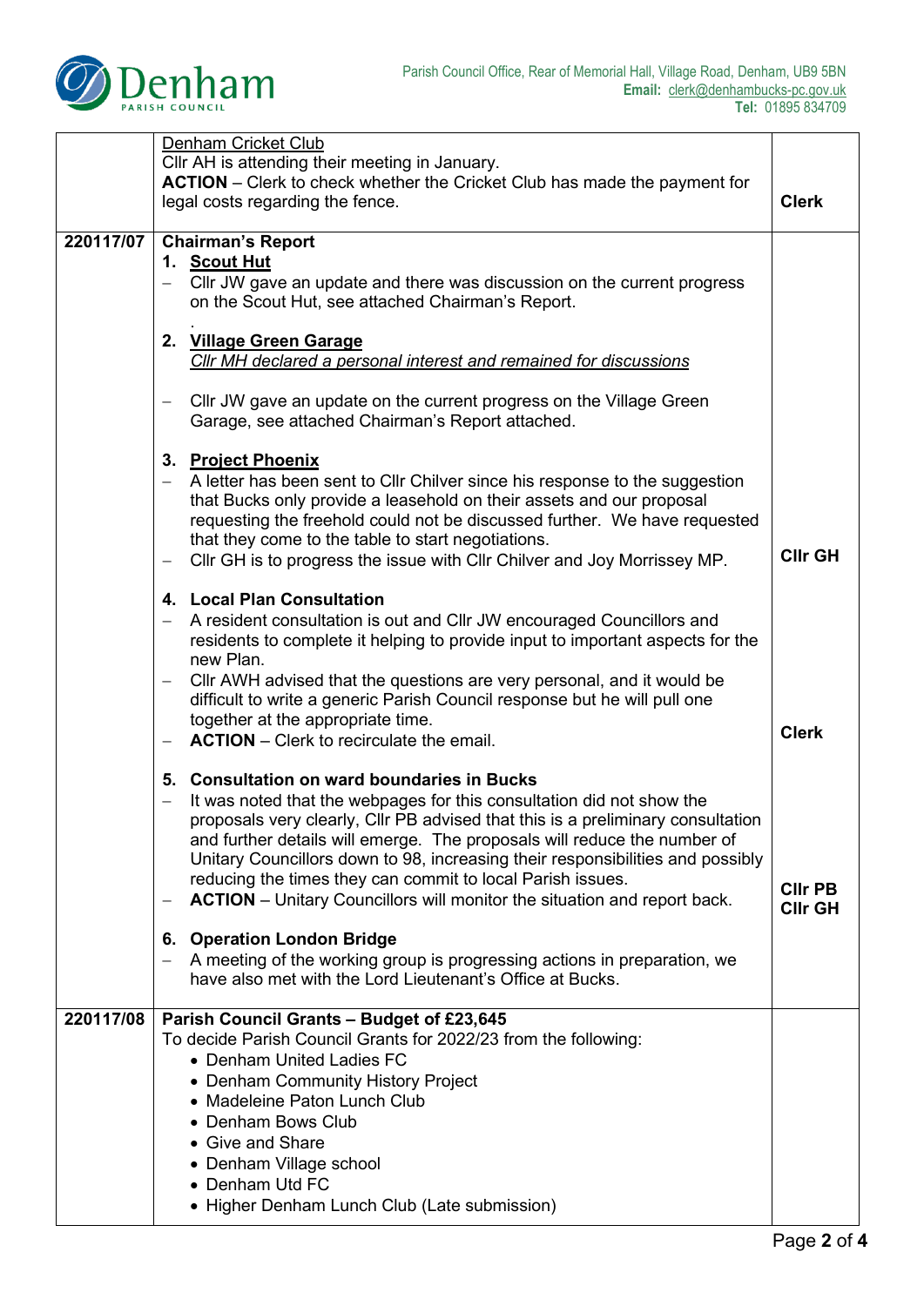| | | |
|---|---|---|
| | Denham Cricket Club<br>Cllr AH is attending their meeting in January.<br>**ACTION** – Clerk to check whether the Cricket Club has made the payment for legal costs regarding the fence. | **Clerk** |
| **220117/07** | **Chairman's Report**<br>**1. Scout Hut**<br>– Cllr JW gave an update and there was discussion on the current progress on the Scout Hut, see attached Chairman's Report.<br>.<br>**2. Village Green Garage**<br>*Cllr MH declared a personal interest and remained for discussions*<br>– Cllr JW gave an update on the current progress on the Village Green Garage, see attached Chairman's Report attached.<br>**3. Project Phoenix**<br>– A letter has been sent to Cllr Chilver since his response to the suggestion that Bucks only provide a leasehold on their assets and our proposal requesting the freehold could not be discussed further. We have requested that they come to the table to start negotiations.<br>– Cllr GH is to progress the issue with Cllr Chilver and Joy Morrissey MP.<br>**4. Local Plan Consultation**<br>– A resident consultation is out and Cllr JW encouraged Councillors and residents to complete it helping to provide input to important aspects for the new Plan.<br>– Cllr AWH advised that the questions are very personal, and it would be difficult to write a generic Parish Council response but he will pull one together at the appropriate time.<br>– **ACTION** – Clerk to recirculate the email.<br>**5. Consultation on ward boundaries in Bucks**<br>– It was noted that the webpages for this consultation did not show the proposals very clearly, Cllr PB advised that this is a preliminary consultation and further details will emerge. The proposals will reduce the number of Unitary Councillors down to 98, increasing their responsibilities and possibly reducing the times they can commit to local Parish issues.<br>– **ACTION** – Unitary Councillors will monitor the situation and report back.<br>**6. Operation London Bridge**<br>– A meeting of the working group is progressing actions in preparation, we have also met with the Lord Lieutenant's Office at Bucks. | **Cllr GH**<br><br>**Clerk**<br><br>**Cllr PB**<br>**Cllr GH** |
| **220117/08** | **Parish Council Grants – Budget of £23,645**<br>To decide Parish Council Grants for 2022/23 from the following:<br>• Denham United Ladies FC<br>• Denham Community History Project<br>• Madeleine Paton Lunch Club<br>• Denham Bows Club<br>• Give and Share<br>• Denham Village school<br>• Denham Utd FC<br>• Higher Denham Lunch Club (Late submission) | |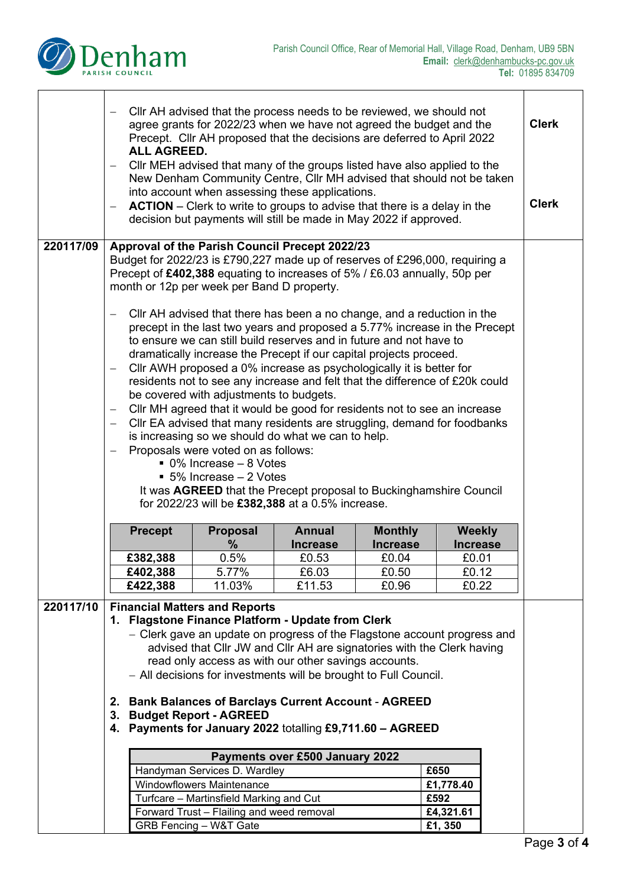| | | |
|---|---|---|
| | – Cllr AH advised that the process needs to be reviewed, we should not agree grants for 2022/23 when we have not agreed the budget and the Precept. Cllr AH proposed that the decisions are deferred to April 2022 **ALL AGREED.**<br>– Cllr MEH advised that many of the groups listed have also applied to the New Denham Community Centre, Cllr MH advised that should not be taken into account when assessing these applications.<br>– **ACTION** – Clerk to write to groups to advise that there is a delay in the decision but payments will still be made in May 2022 if approved. | **Clerk**<br><br>**Clerk** |
| **220117/09** | **Approval of the Parish Council Precept 2022/23**<br>Budget for 2022/23 is £790,227 made up of reserves of £296,000, requiring a Precept of **£402,388** equating to increases of 5% / £6.03 annually, 50p per month or 12p per week per Band D property.<br><br>– Cllr AH advised that there has been a no change, and a reduction in the precept in the last two years and proposed a 5.77% increase in the Precept to ensure we can still build reserves and in future and not have to dramatically increase the Precept if our capital projects proceed.<br>– Cllr AWH proposed a 0% increase as psychologically it is better for residents not to see any increase and felt that the difference of £20k could be covered with adjustments to budgets.<br>– Cllr MH agreed that it would be good for residents not to see an increase<br>– Cllr EA advised that many residents are struggling, demand for foodbanks is increasing so we should do what we can to help.<br>– Proposals were voted on as follows:<br>&nbsp;&nbsp;▪ 0% Increase – 8 Votes<br>&nbsp;&nbsp;▪ 5% Increase – 2 Votes<br>It was **AGREED** that the Precept proposal to Buckinghamshire Council for 2022/23 will be **£382,388** at a 0.5% increase. | |

| Precept | Proposal % | Annual Increase | Monthly Increase | Weekly Increase |
|---|---|---|---|---|
| **£382,388** | 0.5% | £0.53 | £0.04 | £0.01 |
| **£402,388** | 5.77% | £6.03 | £0.50 | £0.12 |
| **£422,388** | 11.03% | £11.53 | £0.96 | £0.22 |

**220117/10** **Financial Matters and Reports**

1. **Flagstone Finance Platform - Update from Clerk**
   – Clerk gave an update on progress of the Flagstone account progress and advised that Cllr JW and Cllr AH are signatories with the Clerk having read only access as with our other savings accounts.
   – All decisions for investments will be brought to Full Council.

2. **Bank Balances of Barclays Current Account - AGREED**
3. **Budget Report - AGREED**
4. **Payments for January 2022** totalling **£9,711.60 – AGREED**

| Payments over £500 January 2022 | |
|---|---|
| Handyman Services D. Wardley | **£650** |
| Windowflowers Maintenance | **£1,778.40** |
| Turfcare – Martinsfield Marking and Cut | **£592** |
| Forward Trust – Flailing and weed removal | **£4,321.61** |
| GRB Fencing – W&T Gate | **£1, 350** |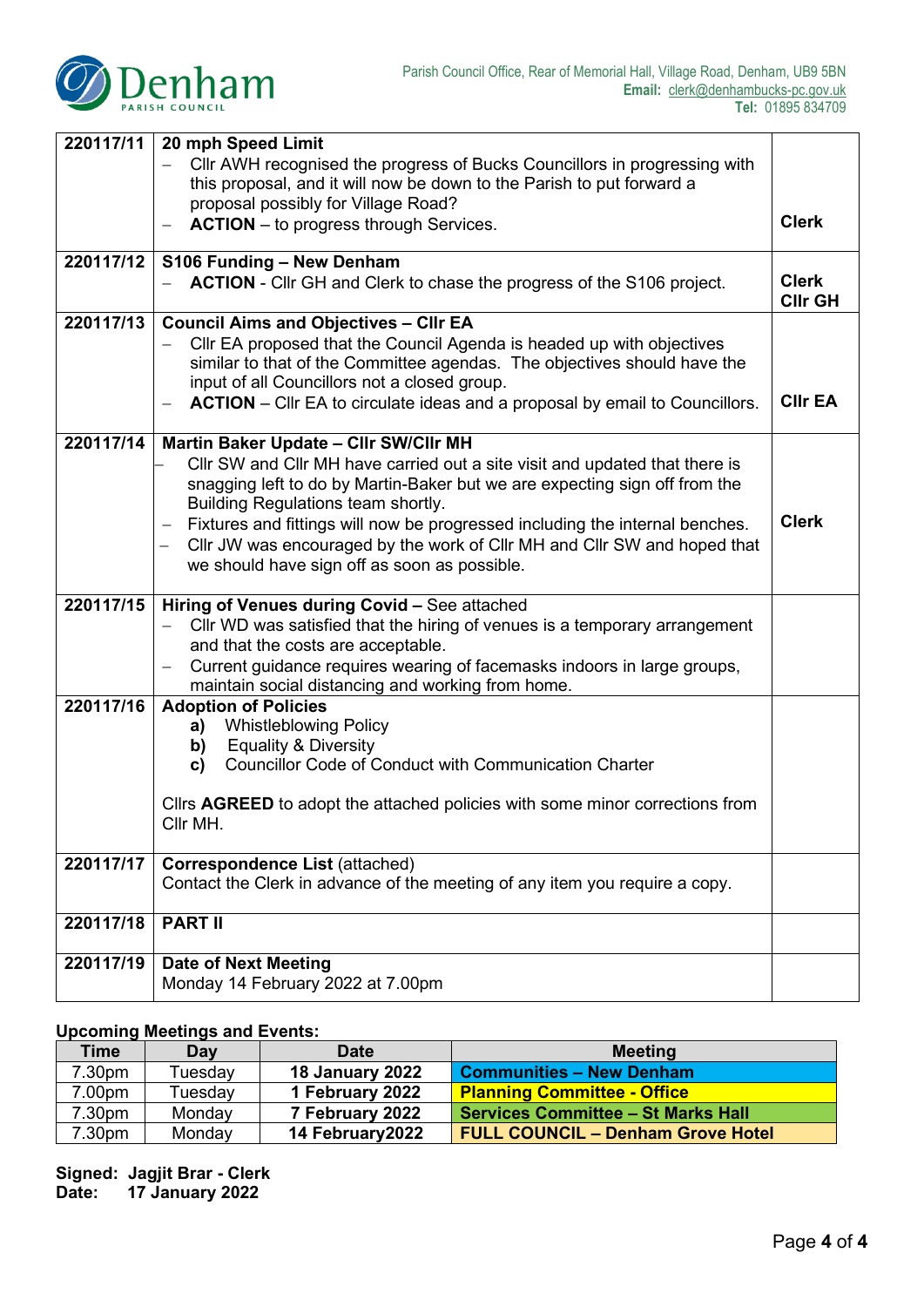| | | |
|---|---|---|
| 220117/11 | **20 mph Speed Limit**<br>– Cllr AWH recognised the progress of Bucks Councillors in progressing with this proposal, and it will now be down to the Parish to put forward a proposal possibly for Village Road?<br>– **ACTION** – to progress through Services. | **Clerk** |
| 220117/12 | **S106 Funding – New Denham**<br>– **ACTION** - Cllr GH and Clerk to chase the progress of the S106 project. | **Clerk**<br>**Cllr GH** |
| 220117/13 | **Council Aims and Objectives – Cllr EA**<br>– Cllr EA proposed that the Council Agenda is headed up with objectives similar to that of the Committee agendas. The objectives should have the input of all Councillors not a closed group.<br>– **ACTION** – Cllr EA to circulate ideas and a proposal by email to Councillors. | **Cllr EA** |
| 220117/14 | **Martin Baker Update – Cllr SW/Cllr MH**<br>– Cllr SW and Cllr MH have carried out a site visit and updated that there is snagging left to do by Martin-Baker but we are expecting sign off from the Building Regulations team shortly.<br>– Fixtures and fittings will now be progressed including the internal benches.<br>– Cllr JW was encouraged by the work of Cllr MH and Cllr SW and hoped that we should have sign off as soon as possible. | **Clerk** |
| 220117/15 | **Hiring of Venues during Covid –** See attached<br>– Cllr WD was satisfied that the hiring of venues is a temporary arrangement and that the costs are acceptable.<br>– Current guidance requires wearing of facemasks indoors in large groups, maintain social distancing and working from home. | |
| 220117/16 | **Adoption of Policies**<br>**a)** Whistleblowing Policy<br>**b)** Equality & Diversity<br>**c)** Councillor Code of Conduct with Communication Charter<br><br>Cllrs **AGREED** to adopt the attached policies with some minor corrections from Cllr MH. | |
| 220117/17 | **Correspondence List** (attached)<br>Contact the Clerk in advance of the meeting of any item you require a copy. | |
| 220117/18 | **PART II** | |
| 220117/19 | **Date of Next Meeting**<br>Monday 14 February 2022 at 7.00pm | |

**Upcoming Meetings and Events:**

| Time | Day | Date | Meeting |
|---|---|---|---|
| 7.30pm | Tuesday | **18 January 2022** | **Communities – New Denham** |
| 7.00pm | Tuesday | **1 February 2022** | **Planning Committee - Office** |
| 7.30pm | Monday | **7 February 2022** | **Services Committee – St Marks Hall** |
| 7.30pm | Monday | **14 February2022** | **FULL COUNCIL – Denham Grove Hotel** |

**Signed: Jagjit Brar - Clerk**
**Date: 17 January 2022**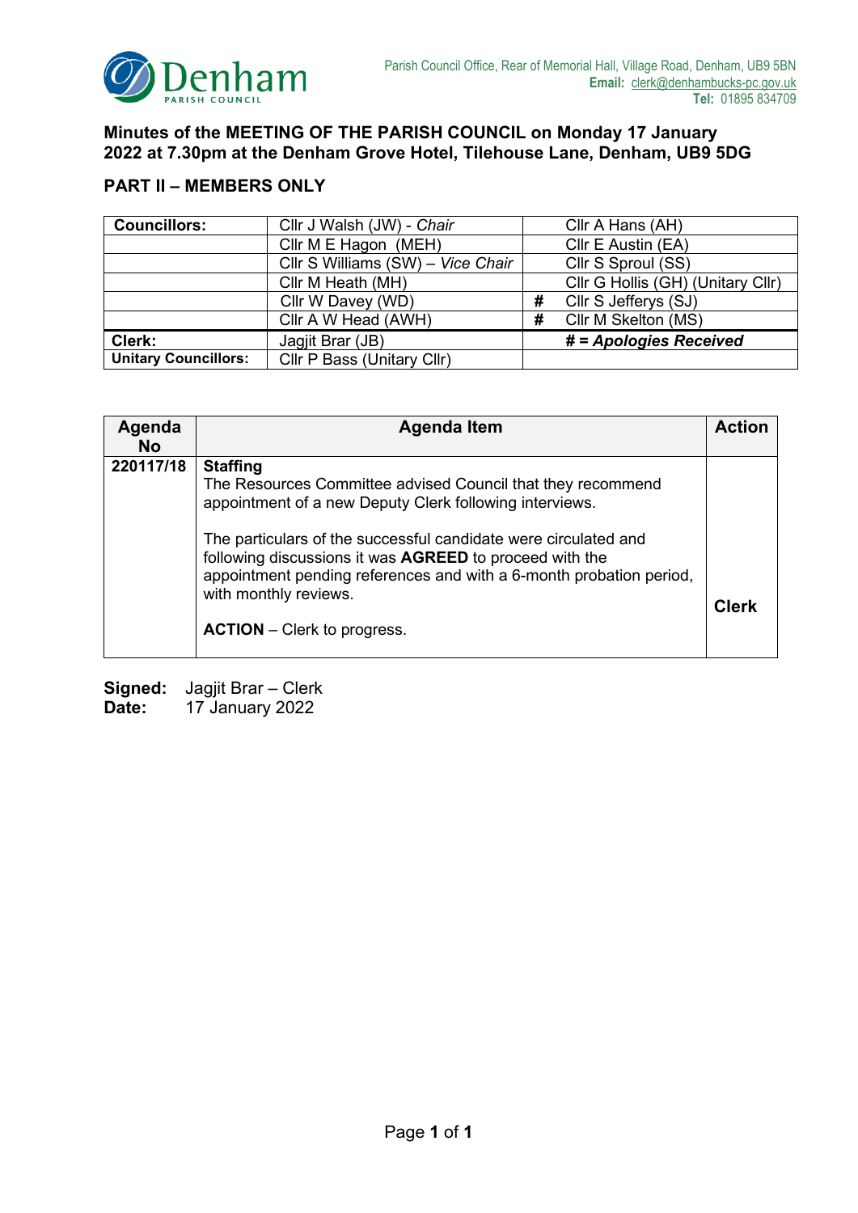Parish Council Office, Rear of Memorial Hall, Village Road, Denham, UB9 5BN
**Email:** clerk@denhambucks-pc.gov.uk
**Tel:** 01895 834709

## Minutes of the MEETING OF THE PARISH COUNCIL on Monday 17 January 2022 at 7.30pm at the Denham Grove Hotel, Tilehouse Lane, Denham, UB9 5DG

## PART II – MEMBERS ONLY

| **Councillors:** | Cllr J Walsh (JW) - *Chair* | | Cllr A Hans (AH) |
|---|---|---|---|
| | Cllr M E Hagon (MEH) | | Cllr E Austin (EA) |
| | Cllr S Williams (SW) – *Vice Chair* | | Cllr S Sproul (SS) |
| | Cllr M Heath (MH) | | Cllr G Hollis (GH) (Unitary Cllr) |
| | Cllr W Davey (WD) | # | Cllr S Jefferys (SJ) |
| | Cllr A W Head (AWH) | # | Cllr M Skelton (MS) |
| **Clerk:** | Jagjit Brar (JB) | | ***# = Apologies Received*** |
| **Unitary Councillors:** | Cllr P Bass (Unitary Cllr) | | |

| Agenda No | Agenda Item | Action |
|---|---|---|
| **220117/18** | **Staffing**<br>The Resources Committee advised Council that they recommend appointment of a new Deputy Clerk following interviews.<br><br>The particulars of the successful candidate were circulated and following discussions it was **AGREED** to proceed with the appointment pending references and with a 6-month probation period, with monthly reviews.<br><br>**ACTION** – Clerk to progress. | **Clerk** |

**Signed:** Jagjit Brar – Clerk
**Date:** 17 January 2022